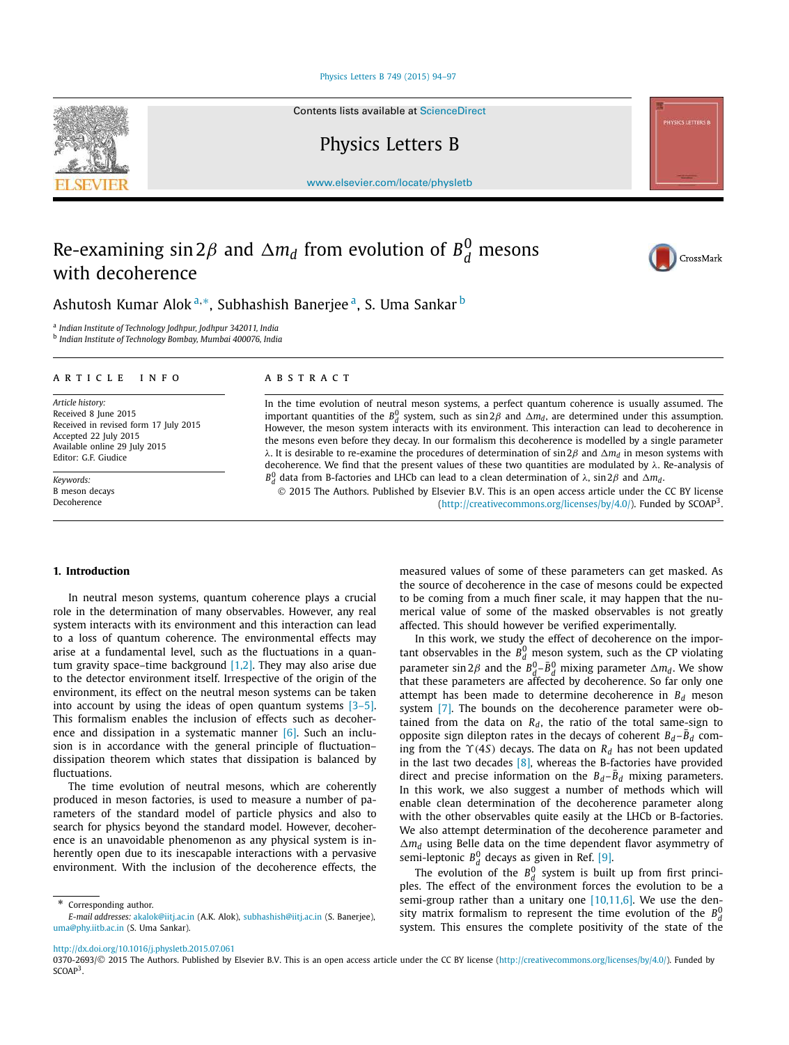# Re-examining $\sin 2\beta$ and $\Delta m_d$ from evolution of $B_d^0$ mesons with decoherence

Ashutosh Kumar Alok [a,*], Subhashish Banerjee [a], S. Uma Sankar [b]

[a] Indian Institute of Technology Jodhpur, Jodhpur 342011, India
[b] Indian Institute of Technology Bombay, Mumbai 400076, India

## ARTICLE INFO

*Article history:*
Received 8 June 2015
Received in revised form 17 July 2015
Accepted 22 July 2015
Available online 29 July 2015
Editor: G.F. Giudice

*Keywords:*
B meson decays
Decoherence

## ABSTRACT

In the time evolution of neutral meson systems, a perfect quantum coherence is usually assumed. The important quantities of the $B_d^0$ system, such as $\sin 2\beta$ and $\Delta m_d$, are determined under this assumption. However, the meson system interacts with its environment. This interaction can lead to decoherence in the mesons even before they decay. In our formalism this decoherence is modelled by a single parameter $\lambda$. It is desirable to re-examine the procedures of determination of $\sin 2\beta$ and $\Delta m_d$ in meson systems with decoherence. We find that the present values of these two quantities are modulated by $\lambda$. Re-analysis of $B_d^0$ data from B-factories and LHCb can lead to a clean determination of $\lambda$, $\sin 2\beta$ and $\Delta m_d$.

© 2015 The Authors. Published by Elsevier B.V. This is an open access article under the CC BY license (http://creativecommons.org/licenses/by/4.0/). Funded by SCOAP[3].

## 1. Introduction

In neutral meson systems, quantum coherence plays a crucial role in the determination of many observables. However, any real system interacts with its environment and this interaction can lead to a loss of quantum coherence. The environmental effects may arise at a fundamental level, such as the fluctuations in a quantum gravity space–time background [1,2]. They may also arise due to the detector environment itself. Irrespective of the origin of the environment, its effect on the neutral meson systems can be taken into account by using the ideas of open quantum systems [3–5]. This formalism enables the inclusion of effects such as decoherence and dissipation in a systematic manner [6]. Such an inclusion is in accordance with the general principle of fluctuation–dissipation theorem which states that dissipation is balanced by fluctuations.

The time evolution of neutral mesons, which are coherently produced in meson factories, is used to measure a number of parameters of the standard model of particle physics and also to search for physics beyond the standard model. However, decoherence is an unavoidable phenomenon as any physical system is inherently open due to its inescapable interactions with a pervasive environment. With the inclusion of the decoherence effects, the measured values of some of these parameters can get masked. As the source of decoherence in the case of mesons could be expected to be coming from a much finer scale, it may happen that the numerical value of some of the masked observables is not greatly affected. This should however be verified experimentally.

In this work, we study the effect of decoherence on the important observables in the $B_d^0$ meson system, such as the CP violating parameter $\sin 2\beta$ and the $B_d^0$–$\bar{B}_d^0$ mixing parameter $\Delta m_d$. We show that these parameters are affected by decoherence. So far only one attempt has been made to determine decoherence in $B_d$ meson system [7]. The bounds on the decoherence parameter were obtained from the data on $R_d$, the ratio of the total same-sign to opposite sign dilepton rates in the decays of coherent $B_d$–$\bar{B}_d$ coming from the $\Upsilon(4S)$ decays. The data on $R_d$ has not been updated in the last two decades [8], whereas the B-factories have provided direct and precise information on the $B_d$–$\bar{B}_d$ mixing parameters. In this work, we also suggest a number of methods which will enable clean determination of the decoherence parameter along with the other observables quite easily at the LHCb or B-factories. We also attempt determination of the decoherence parameter and $\Delta m_d$ using Belle data on the time dependent flavor asymmetry of semi-leptonic $B_d^0$ decays as given in Ref. [9].

The evolution of the $B_d^0$ system is built up from first principles. The effect of the environment forces the evolution to be a semi-group rather than a unitary one [10,11,6]. We use the density matrix formalism to represent the time evolution of the $B_d^0$ system. This ensures the complete positivity of the state of the

* Corresponding author.
*E-mail addresses:* akalok@iitj.ac.in (A.K. Alok), subhashish@iitj.ac.in (S. Banerjee), uma@phy.iitb.ac.in (S. Uma Sankar).

http://dx.doi.org/10.1016/j.physletb.2015.07.061
0370-2693/© 2015 The Authors. Published by Elsevier B.V. This is an open access article under the CC BY license (http://creativecommons.org/licenses/by/4.0/). Funded by SCOAP[3].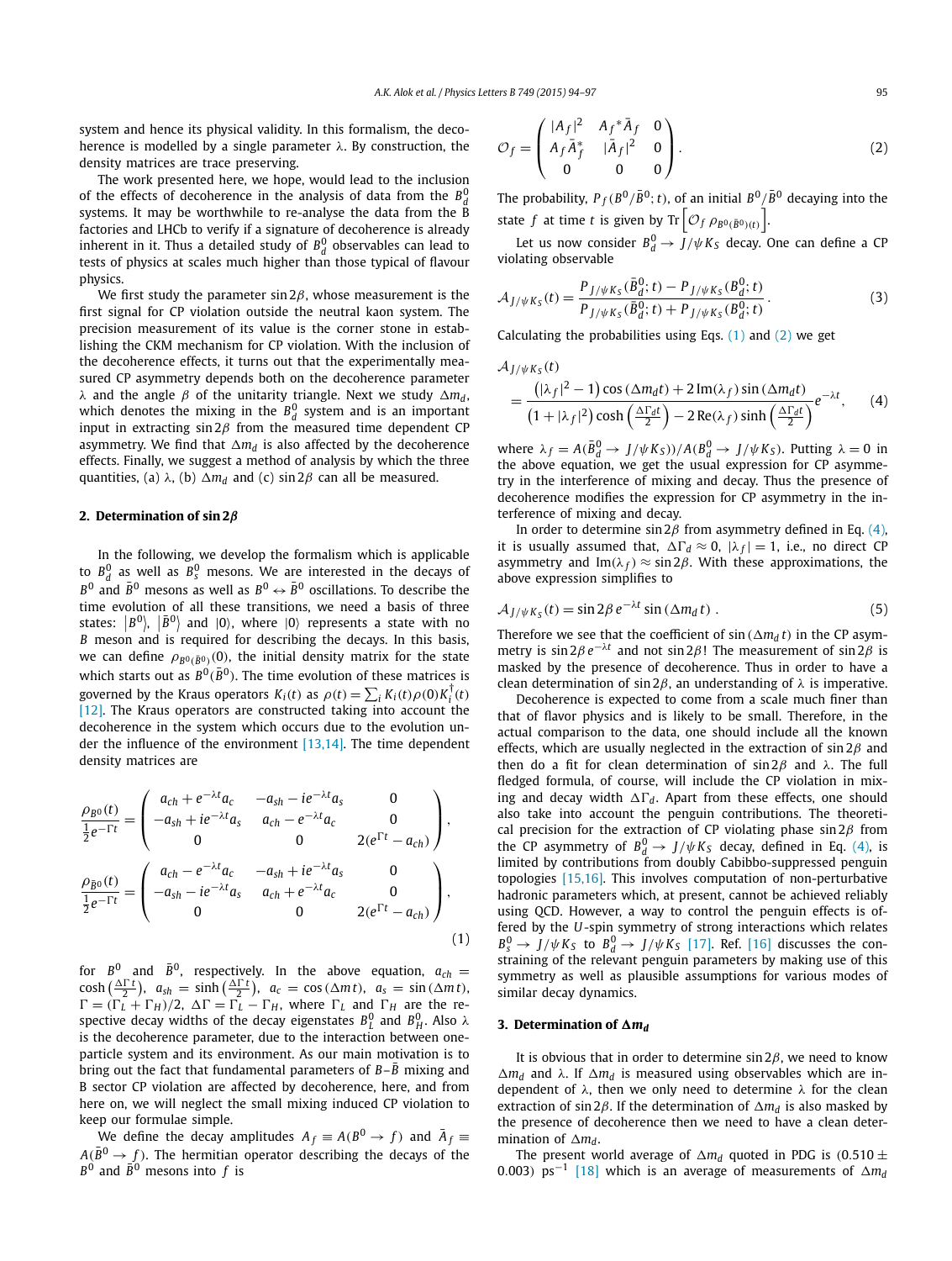system and hence its physical validity. In this formalism, the decoherence is modelled by a single parameter $\lambda$. By construction, the density matrices are trace preserving.

The work presented here, we hope, would lead to the inclusion of the effects of decoherence in the analysis of data from the $B_d^0$ systems. It may be worthwhile to re-analyse the data from the B factories and LHCb to verify if a signature of decoherence is already inherent in it. Thus a detailed study of $B_d^0$ observables can lead to tests of physics at scales much higher than those typical of flavour physics.

We first study the parameter $\sin 2\beta$, whose measurement is the first signal for CP violation outside the neutral kaon system. The precision measurement of its value is the corner stone in establishing the CKM mechanism for CP violation. With the inclusion of the decoherence effects, it turns out that the experimentally measured CP asymmetry depends both on the decoherence parameter $\lambda$ and the angle $\beta$ of the unitarity triangle. Next we study $\Delta m_d$, which denotes the mixing in the $B_d^0$ system and is an important input in extracting $\sin 2\beta$ from the measured time dependent CP asymmetry. We find that $\Delta m_d$ is also affected by the decoherence effects. Finally, we suggest a method of analysis by which the three quantities, (a) $\lambda$, (b) $\Delta m_d$ and (c) $\sin 2\beta$ can all be measured.

## 2. Determination of $\sin 2\beta$

In the following, we develop the formalism which is applicable to $B_d^0$ as well as $B_s^0$ mesons. We are interested in the decays of $B^0$ and $\bar{B}^0$ mesons as well as $B^0 \leftrightarrow \bar{B}^0$ oscillations. To describe the time evolution of all these transitions, we need a basis of three states: $|B^0\rangle$, $|\bar{B}^0\rangle$ and $|0\rangle$, where $|0\rangle$ represents a state with no $B$ meson and is required for describing the decays. In this basis, we can define $\rho_{B^0(\bar{B}^0)}(0)$, the initial density matrix for the state which starts out as $B^0(\bar{B}^0)$. The time evolution of these matrices is governed by the Kraus operators $K_i(t)$ as $\rho(t) = \sum_i K_i(t)\rho(0)K_i^\dagger(t)$ [12]. The Kraus operators are constructed taking into account the decoherence in the system which occurs due to the evolution under the influence of the environment [13,14]. The time dependent density matrices are

$$
\frac{\rho_{B^0}(t)}{\frac{1}{2}e^{-\Gamma t}} = \begin{pmatrix} a_{ch} + e^{-\lambda t}a_c & -a_{sh} - ie^{-\lambda t}a_s & 0 \\ -a_{sh} + ie^{-\lambda t}a_s & a_{ch} - e^{-\lambda t}a_c & 0 \\ 0 & 0 & 2(e^{\Gamma t} - a_{ch}) \end{pmatrix},
$$

$$
\frac{\rho_{\bar{B}^0}(t)}{\frac{1}{2}e^{-\Gamma t}} = \begin{pmatrix} a_{ch} - e^{-\lambda t}a_c & -a_{sh} + ie^{-\lambda t}a_s & 0 \\ -a_{sh} - ie^{-\lambda t}a_s & a_{ch} + e^{-\lambda t}a_c & 0 \\ 0 & 0 & 2(e^{\Gamma t} - a_{ch}) \end{pmatrix},
\tag{1}
$$

for $B^0$ and $\bar{B}^0$, respectively. In the above equation, $a_{ch} = \cosh\left(\frac{\Delta\Gamma t}{2}\right)$, $a_{sh} = \sinh\left(\frac{\Delta\Gamma t}{2}\right)$, $a_c = \cos(\Delta m t)$, $a_s = \sin(\Delta m t)$, $\Gamma = (\Gamma_L + \Gamma_H)/2$, $\Delta\Gamma = \Gamma_L - \Gamma_H$, where $\Gamma_L$ and $\Gamma_H$ are the respective decay widths of the decay eigenstates $B_L^0$ and $B_H^0$. Also $\lambda$ is the decoherence parameter, due to the interaction between one-particle system and its environment. As our main motivation is to bring out the fact that fundamental parameters of $B$–$\bar{B}$ mixing and B sector CP violation are affected by decoherence, here, and from here on, we will neglect the small mixing induced CP violation to keep our formulae simple.

We define the decay amplitudes $A_f \equiv A(B^0 \to f)$ and $\bar{A}_f \equiv A(\bar{B}^0 \to f)$. The hermitian operator describing the decays of $B^0$ and $\bar{B}^0$ mesons into $f$ is

$$
\mathcal{O}_f = \begin{pmatrix} |A_f|^2 & A_f{}^*\bar{A}_f & 0 \\ A_f\bar{A}_f^* & |\bar{A}_f|^2 & 0 \\ 0 & 0 & 0 \end{pmatrix}.
\tag{2}
$$

The probability, $P_f(B^0/\bar{B}^0; t)$, of an initial $B^0/\bar{B}^0$ decaying into the state $f$ at time $t$ is given by $\mathrm{Tr}\left[\mathcal{O}_f\, \rho_{B^0(\bar{B}^0)(t)}\right]$.

Let us now consider $B_d^0 \to J/\psi K_S$ decay. One can define a CP violating observable

$$
\mathcal{A}_{J/\psi K_S}(t) = \frac{P_{J/\psi K_S}(\bar{B}_d^0; t) - P_{J/\psi K_S}(B_d^0; t)}{P_{J/\psi K_S}(\bar{B}_d^0; t) + P_{J/\psi K_S}(B_d^0; t)}.
\tag{3}
$$

Calculating the probabilities using Eqs. (1) and (2) we get

$$
\mathcal{A}_{J/\psi K_S}(t) = \frac{\left(|\lambda_f|^2 - 1\right)\cos(\Delta m_d t) + 2\,\mathrm{Im}(\lambda_f)\sin(\Delta m_d t)}{\left(1 + |\lambda_f|^2\right)\cosh\left(\frac{\Delta\Gamma_d t}{2}\right) - 2\,\mathrm{Re}(\lambda_f)\sinh\left(\frac{\Delta\Gamma_d t}{2}\right)} e^{-\lambda t},
\tag{4}
$$

where $\lambda_f = A(\bar{B}_d^0 \to J/\psi K_S))/A(B_d^0 \to J/\psi K_S)$. Putting $\lambda = 0$ in the above equation, we get the usual expression for CP asymmetry in the interference of mixing and decay. Thus the presence of decoherence modifies the expression for CP asymmetry in the interference of mixing and decay.

In order to determine $\sin 2\beta$ from asymmetry defined in Eq. (4), it is usually assumed that, $\Delta\Gamma_d \approx 0$, $|\lambda_f| = 1$, i.e., no direct CP asymmetry and $\mathrm{Im}(\lambda_f) \approx \sin 2\beta$. With these approximations, the above expression simplifies to

$$
\mathcal{A}_{J/\psi K_S}(t) = \sin 2\beta\, e^{-\lambda t} \sin(\Delta m_d t).
\tag{5}
$$

Therefore we see that the coefficient of $\sin(\Delta m_d t)$ in the CP asymmetry is $\sin 2\beta\, e^{-\lambda t}$ and not $\sin 2\beta$! The measurement of $\sin 2\beta$ is masked by the presence of decoherence. Thus in order to have a clean determination of $\sin 2\beta$, an understanding of $\lambda$ is imperative.

Decoherence is expected to come from a scale much finer than that of flavor physics and is likely to be small. Therefore, in the actual comparison to the data, one should include all the known effects, which are usually neglected in the extraction of $\sin 2\beta$ and then do a fit for clean determination of $\sin 2\beta$ and $\lambda$. The full fledged formula, of course, will include the CP violation in mixing and decay width $\Delta\Gamma_d$. Apart from these effects, one should also take into account the penguin contributions. The theoretical precision for the extraction of CP violating phase $\sin 2\beta$ from the CP asymmetry of $B_d^0 \to J/\psi K_S$ decay, defined in Eq. (4), is limited by contributions from doubly Cabibbo-suppressed penguin topologies [15,16]. This involves computation of non-perturbative hadronic parameters which, at present, cannot be achieved reliably using QCD. However, a way to control the penguin effects is offered by the $U$-spin symmetry of strong interactions which relates $B_s^0 \to J/\psi K_S$ to $B_d^0 \to J/\psi K_S$ [17]. Ref. [16] discusses the constraining of the relevant penguin parameters by making use of this symmetry as well as plausible assumptions for various modes of similar decay dynamics.

## 3. Determination of $\Delta m_d$

It is obvious that in order to determine $\sin 2\beta$, we need to know $\Delta m_d$ and $\lambda$. If $\Delta m_d$ is measured using observables which are independent of $\lambda$, then we only need to determine $\lambda$ for the clean extraction of $\sin 2\beta$. If the determination of $\Delta m_d$ is also masked by the presence of decoherence then we need to have a clean determination of $\Delta m_d$.

The present world average of $\Delta m_d$ quoted in PDG is $(0.510 \pm 0.003)$ ps$^{-1}$ [18] which is an average of measurements of $\Delta m_d$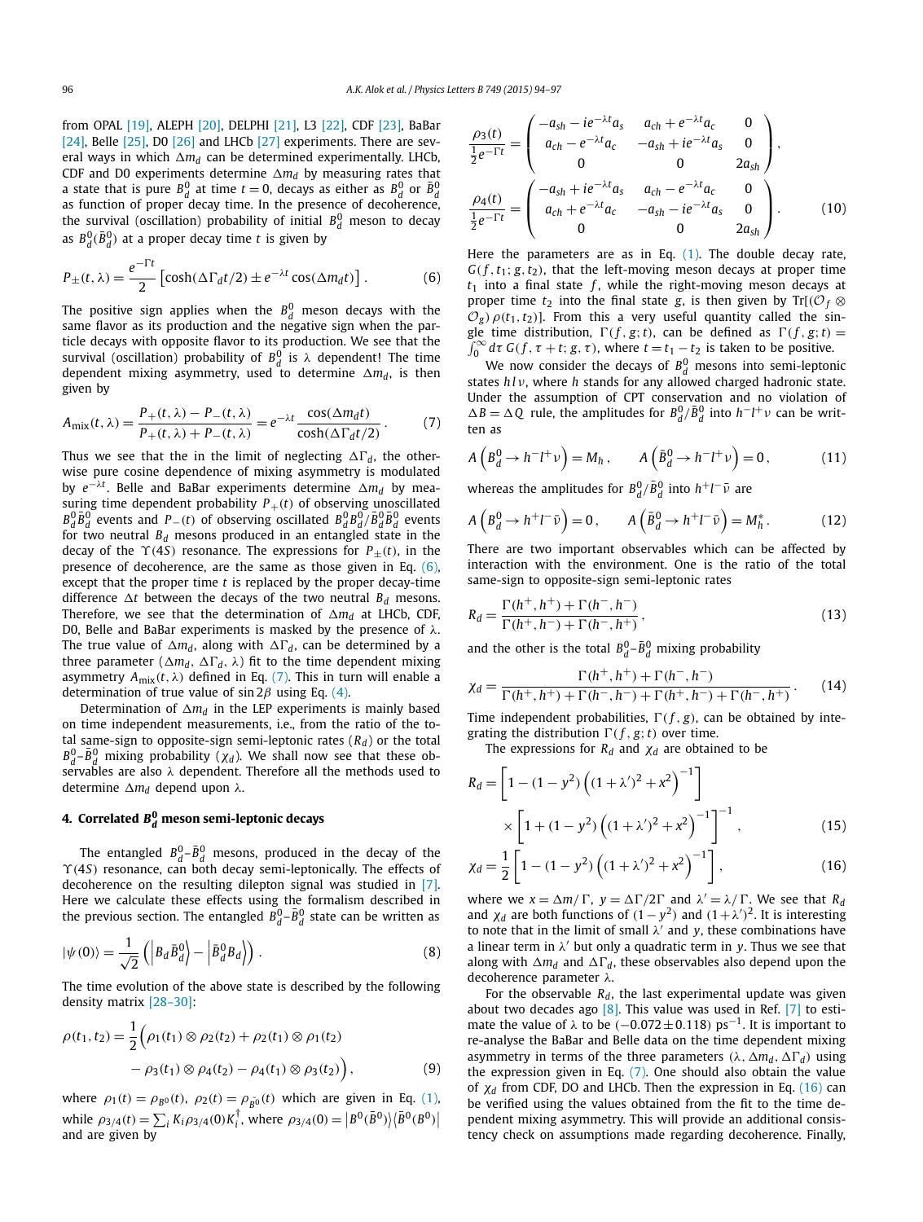from OPAL [19], ALEPH [20], DELPHI [21], L3 [22], CDF [23], BaBar [24], Belle [25], D0 [26] and LHCb [27] experiments. There are several ways in which $\Delta m_d$ can be determined experimentally. LHCb, CDF and D0 experiments determine $\Delta m_d$ by measuring rates that a state that is pure $B_d^0$ at time $t=0$, decays as either as $B_d^0$ or $\bar{B}_d^0$ as function of proper decay time. In the presence of decoherence, the survival (oscillation) probability of initial $B_d^0$ meson to decay as $B_d^0(\bar{B}_d^0)$ at a proper decay time $t$ is given by

$$P_{\pm}(t,\lambda) = \frac{e^{-\Gamma t}}{2}\left[\cosh(\Delta\Gamma_d t/2) \pm e^{-\lambda t}\cos(\Delta m_d t)\right]. \tag{6}$$

The positive sign applies when the $B_d^0$ meson decays with the same flavor as its production and the negative sign when the particle decays with opposite flavor to its production. We see that the survival (oscillation) probability of $B_d^0$ is $\lambda$ dependent! The time dependent mixing asymmetry, used to determine $\Delta m_d$, is then given by

$$A_{\text{mix}}(t,\lambda) = \frac{P_+(t,\lambda) - P_-(t,\lambda)}{P_+(t,\lambda) + P_-(t,\lambda)} = e^{-\lambda t}\,\frac{\cos(\Delta m_d t)}{\cosh(\Delta\Gamma_d t/2)}. \tag{7}$$

Thus we see that the in the limit of neglecting $\Delta\Gamma_d$, the otherwise pure cosine dependence of mixing asymmetry is modulated by $e^{-\lambda t}$. Belle and BaBar experiments determine $\Delta m_d$ by measuring time dependent probability $P_+(t)$ of observing unoscillated $B_d^0\bar{B}_d^0$ events and $P_-(t)$ of observing oscillated $B_d^0B_d^0/\bar{B}_d^0\bar{B}_d^0$ events for two neutral $B_d$ mesons produced in an entangled state in the decay of the $\Upsilon(4S)$ resonance. The expressions for $P_\pm(t)$, in the presence of decoherence, are the same as those given in Eq. (6), except that the proper time $t$ is replaced by the proper decay-time difference $\Delta t$ between the decays of the two neutral $B_d$ mesons. Therefore, we see that the determination of $\Delta m_d$ at LHCb, CDF, D0, Belle and BaBar experiments is masked by the presence of $\lambda$. The true value of $\Delta m_d$, along with $\Delta\Gamma_d$, can be determined by a three parameter ($\Delta m_d$, $\Delta\Gamma_d$, $\lambda$) fit to the time dependent mixing asymmetry $A_{\text{mix}}(t,\lambda)$ defined in Eq. (7). This in turn will enable a determination of true value of $\sin 2\beta$ using Eq. (4).

Determination of $\Delta m_d$ in the LEP experiments is mainly based on time independent measurements, i.e., from the ratio of the total same-sign to opposite-sign semi-leptonic rates ($R_d$) or the total $B_d^0$–$\bar{B}_d^0$ mixing probability ($\chi_d$). We shall now see that these observables are also $\lambda$ dependent. Therefore all the methods used to determine $\Delta m_d$ depend upon $\lambda$.

## 4. Correlated $B_d^0$ meson semi-leptonic decays

The entangled $B_d^0$–$\bar{B}_d^0$ mesons, produced in the decay of the $\Upsilon(4S)$ resonance, can both decay semi-leptonically. The effects of decoherence on the resulting dilepton signal was studied in [7]. Here we calculate these effects using the formalism described in the previous section. The entangled $B_d^0$–$\bar{B}_d^0$ state can be written as

$$|\psi(0)\rangle = \frac{1}{\sqrt{2}}\left(\left|B_d\bar{B}_d^0\right\rangle - \left|\bar{B}_d^0 B_d\right\rangle\right). \tag{8}$$

The time evolution of the above state is described by the following density matrix [28–30]:

$$\rho(t_1,t_2) = \frac{1}{2}\Big(\rho_1(t_1)\otimes\rho_2(t_2) + \rho_2(t_1)\otimes\rho_1(t_2) - \rho_3(t_1)\otimes\rho_4(t_2) - \rho_4(t_1)\otimes\rho_3(t_2)\Big), \tag{9}$$

where $\rho_1(t) = \rho_{B^0}(t)$, $\rho_2(t) = \rho_{\bar{B}^0}(t)$ which are given in Eq. (1), while $\rho_{3/4}(t) = \sum_i K_i \rho_{3/4}(0) K_i^\dagger$, where $\rho_{3/4}(0) = \left|B^0(\bar{B}^0)\right\rangle\left\langle\bar{B}^0(B^0)\right|$ and are given by

$$\frac{\rho_3(t)}{\frac{1}{2}e^{-\Gamma t}} = \begin{pmatrix} -a_{sh} - ie^{-\lambda t}a_s & a_{ch} + e^{-\lambda t}a_c & 0 \\ a_{ch} - e^{-\lambda t}a_c & -a_{sh} + ie^{-\lambda t}a_s & 0 \\ 0 & 0 & 2a_{sh} \end{pmatrix},$$

$$\frac{\rho_4(t)}{\frac{1}{2}e^{-\Gamma t}} = \begin{pmatrix} -a_{sh} + ie^{-\lambda t}a_s & a_{ch} - e^{-\lambda t}a_c & 0 \\ a_{ch} + e^{-\lambda t}a_c & -a_{sh} - ie^{-\lambda t}a_s & 0 \\ 0 & 0 & 2a_{sh} \end{pmatrix}. \tag{10}$$

Here the parameters are as in Eq. (1). The double decay rate, $G(f,t_1;g,t_2)$, that the left-moving meson decays at proper time $t_1$ into a final state $f$, while the right-moving meson decays at proper time $t_2$ into the final state $g$, is then given by $\text{Tr}[(\mathcal{O}_f\otimes\mathcal{O}_g)\,\rho(t_1,t_2)]$. From this a very useful quantity called the single time distribution, $\Gamma(f,g;t)$, can be defined as $\Gamma(f,g;t) = \int_0^\infty d\tau\, G(f,\tau+t;g,\tau)$, where $t = t_1 - t_2$ is taken to be positive.

We now consider the decays of $B_d^0$ mesons into semi-leptonic states $hl\nu$, where $h$ stands for any allowed charged hadronic state. Under the assumption of CPT conservation and no violation of $\Delta B = \Delta Q$ rule, the amplitudes for $B_d^0/\bar{B}_d^0$ into $h^- l^+ \nu$ can be written as

$$A\left(B_d^0 \to h^- l^+ \nu\right) = M_h, \qquad A\left(\bar{B}_d^0 \to h^- l^+ \nu\right) = 0, \tag{11}$$

whereas the amplitudes for $B_d^0/\bar{B}_d^0$ into $h^+ l^- \bar{\nu}$ are

$$A\left(B_d^0 \to h^+ l^- \bar{\nu}\right) = 0, \qquad A\left(\bar{B}_d^0 \to h^+ l^- \bar{\nu}\right) = M_h^*. \tag{12}$$

There are two important observables which can be affected by interaction with the environment. One is the ratio of the total same-sign to opposite-sign semi-leptonic rates

$$R_d = \frac{\Gamma(h^+,h^+) + \Gamma(h^-,h^-)}{\Gamma(h^+,h^-) + \Gamma(h^-,h^+)}, \tag{13}$$

and the other is the total $B_d^0$–$\bar{B}_d^0$ mixing probability

$$\chi_d = \frac{\Gamma(h^+,h^+) + \Gamma(h^-,h^-)}{\Gamma(h^+,h^+) + \Gamma(h^-,h^-) + \Gamma(h^+,h^-) + \Gamma(h^-,h^+)}. \tag{14}$$

Time independent probabilities, $\Gamma(f,g)$, can be obtained by integrating the distribution $\Gamma(f,g;t)$ over time.

The expressions for $R_d$ and $\chi_d$ are obtained to be

$$R_d = \left[1 - (1-y^2)\left((1+\lambda')^2 + x^2\right)^{-1}\right] \times \left[1 + (1-y^2)\left((1+\lambda')^2 + x^2\right)^{-1}\right]^{-1}, \tag{15}$$

$$\chi_d = \frac{1}{2}\left[1 - (1-y^2)\left((1+\lambda')^2 + x^2\right)^{-1}\right], \tag{16}$$

where we $x = \Delta m/\Gamma$, $y = \Delta\Gamma/2\Gamma$ and $\lambda' = \lambda/\Gamma$. We see that $R_d$ and $\chi_d$ are both functions of $(1-y^2)$ and $(1+\lambda')^2$. It is interesting to note that in the limit of small $\lambda'$ and $y$, these combinations have a linear term in $\lambda'$ but only a quadratic term in $y$. Thus we see that along with $\Delta m_d$ and $\Delta\Gamma_d$, these observables also depend upon the decoherence parameter $\lambda$.

For the observable $R_d$, the last experimental update was given about two decades ago [8]. This value was used in Ref. [7] to estimate the value of $\lambda$ to be $(-0.072 \pm 0.118)$ ps$^{-1}$. It is important to re-analyse the BaBar and Belle data on the time dependent mixing asymmetry in terms of the three parameters ($\lambda$, $\Delta m_d$, $\Delta\Gamma_d$) using the expression given in Eq. (7). One should also obtain the value of $\chi_d$ from CDF, DO and LHCb. Then the expression in Eq. (16) can be verified using the values obtained from the fit to the time dependent mixing asymmetry. This will provide an additional consistency check on assumptions made regarding decoherence. Finally,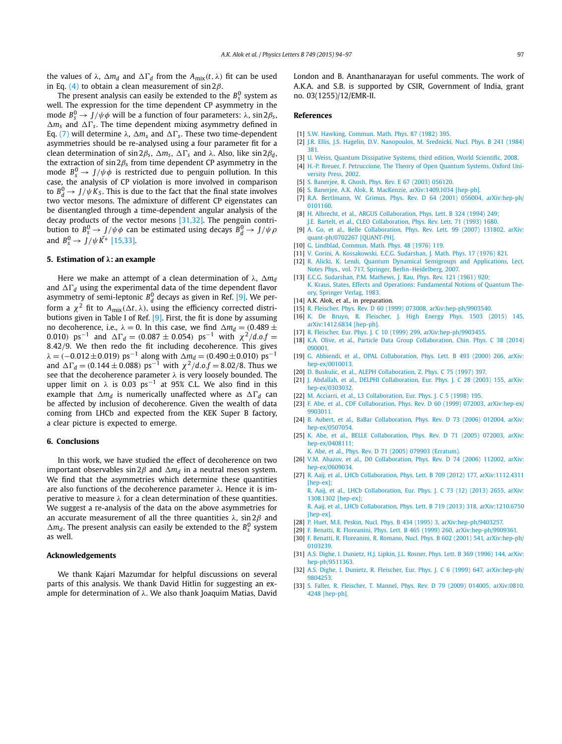the values of $\lambda$, $\Delta m_d$ and $\Delta\Gamma_d$ from the $A_{\rm mix}(t,\lambda)$ fit can be used in Eq. (4) to obtain a clean measurement of $\sin 2\beta$.

The present analysis can easily be extended to the $B_s^0$ system as well. The expression for the time dependent CP asymmetry in the mode $B_s^0 \to J/\psi\phi$ will be a function of four parameters: $\lambda$, $\sin 2\beta_s$, $\Delta m_s$ and $\Delta\Gamma_s$. The time dependent mixing asymmetry defined in Eq. (7) will determine $\lambda$, $\Delta m_s$ and $\Delta\Gamma_s$. These two time-dependent asymmetries should be re-analysed using a four parameter fit for a clean determination of $\sin 2\beta_s$, $\Delta m_s$, $\Delta\Gamma_s$ and $\lambda$. Also, like $\sin 2\beta_d$, the extraction of $\sin 2\beta_s$ from time dependent CP asymmetry in the mode $B_s^0 \to J/\psi\phi$ is restricted due to penguin pollution. In this case, the analysis of CP violation is more involved in comparison to $B_d^0 \to J/\psi K_S$. This is due to the fact that the final state involves two vector mesons. The admixture of different CP eigenstates can be disentangled through a time-dependent angular analysis of the decay products of the vector mesons [31,32]. The penguin contribution to $B_s^0 \to J/\psi\phi$ can be estimated using decays $B_d^0 \to J/\psi\rho$ and $B_s^0 \to J/\psi \bar{K}^*$ [15,33].

## 5. Estimation of λ: an example

Here we make an attempt of a clean determination of $\lambda$, $\Delta m_d$ and $\Delta\Gamma_d$ using the experimental data of the time dependent flavor asymmetry of semi-leptonic $B_d^0$ decays as given in Ref. [9]. We perform a $\chi^2$ fit to $A_{\rm mix}(\Delta t,\lambda)$, using the efficiency corrected distributions given in Table I of Ref. [9]. First, the fit is done by assuming no decoherence, i.e., $\lambda = 0$. In this case, we find $\Delta m_d = (0.489 \pm 0.010)$ ps$^{-1}$ and $\Delta\Gamma_d = (0.087 \pm 0.054)$ ps$^{-1}$ with $\chi^2/d.o.f = 8.42/9$. We then redo the fit including decoherence. This gives $\lambda = (-0.012 \pm 0.019)$ ps$^{-1}$ along with $\Delta m_d = (0.490 \pm 0.010)$ ps$^{-1}$ and $\Delta\Gamma_d = (0.144 \pm 0.088)$ ps$^{-1}$ with $\chi^2/d.o.f = 8.02/8$. Thus we see that the decoherence parameter $\lambda$ is very loosely bounded. The upper limit on $\lambda$ is 0.03 ps$^{-1}$ at 95% C.L. We also find in this example that $\Delta m_d$ is numerically unaffected where as $\Delta\Gamma_d$ can be affected by inclusion of decoherence. Given the wealth of data coming from LHCb and expected from the KEK Super B factory, a clear picture is expected to emerge.

## 6. Conclusions

In this work, we have studied the effect of decoherence on two important observables $\sin 2\beta$ and $\Delta m_d$ in a neutral meson system. We find that the asymmetries which determine these quantities are also functions of the decoherence parameter $\lambda$. Hence it is imperative to measure $\lambda$ for a clean determination of these quantities. We suggest a re-analysis of the data on the above asymmetries for an accurate measurement of all the three quantities $\lambda$, $\sin 2\beta$ and $\Delta m_d$. The present analysis can easily be extended to the $B_s^0$ system as well.

## Acknowledgements

We thank Kajari Mazumdar for helpful discussions on several parts of this analysis. We thank David Hitlin for suggesting an example for determination of $\lambda$. We also thank Joaquim Matias, David London and B. Ananthanarayan for useful comments. The work of A.K.A. and S.B. is supported by CSIR, Government of India, grant no. 03(1255)/12/EMR-II.

## References

[1] S.W. Hawking, Commun. Math. Phys. 87 (1982) 395.

[2] J.R. Ellis, J.S. Hagelin, D.V. Nanopoulos, M. Srednicki, Nucl. Phys. B 241 (1984) 381.

[3] U. Weiss, Quantum Dissipative Systems, third edition, World Scientific, 2008.

[4] H.-P. Breuer, F. Petruccione, The Theory of Open Quantum Systems, Oxford University Press, 2002.

[5] S. Banerjee, R. Ghosh, Phys. Rev. E 67 (2003) 056120.

[6] S. Banerjee, A.K. Alok, R. MacKenzie, arXiv:1409.1034 [hep-ph].

[7] R.A. Bertlmann, W. Grimus, Phys. Rev. D 64 (2001) 056004, arXiv:hep-ph/0101160.

[8] H. Albrecht, et al., ARGUS Collaboration, Phys. Lett. B 324 (1994) 249; J.E. Bartelt, et al., CLEO Collaboration, Phys. Rev. Lett. 71 (1993) 1680.

[9] A. Go, et al., Belle Collaboration, Phys. Rev. Lett. 99 (2007) 131802, arXiv:quant-ph/0702267 [QUANT-PH].

[10] G. Lindblad, Commun. Math. Phys. 48 (1976) 119.

[11] V. Gorini, A. Kossakowski, E.C.G. Sudarshan, J. Math. Phys. 17 (1976) 821.

[12] R. Alicki, K. Lendi, Quantum Dynamical Semigroups and Applications, Lect. Notes Phys., vol. 717, Springer, Berlin–Heidelberg, 2007.

[13] E.C.G. Sudarshan, P.M. Mathews, J. Rau, Phys. Rev. 121 (1961) 920; K. Kraus, States, Effects and Operations: Fundamental Notions of Quantum Theory, Springer Verlag, 1983.

[14] A.K. Alok, et al., in preparation.

[15] R. Fleischer, Phys. Rev. D 60 (1999) 073008, arXiv:hep-ph/9903540.

[16] K. De Bruyn, R. Fleischer, J. High Energy Phys. 1503 (2015) 145, arXiv:1412.6834 [hep-ph].

[17] R. Fleischer, Eur. Phys. J. C 10 (1999) 299, arXiv:hep-ph/9903455.

[18] K.A. Olive, et al., Particle Data Group Collaboration, Chin. Phys. C 38 (2014) 090001.

[19] G. Abbiendi, et al., OPAL Collaboration, Phys. Lett. B 493 (2000) 266, arXiv:hep-ex/0010013.

[20] D. Buskulic, et al., ALEPH Collaboration, Z. Phys. C 75 (1997) 397.

[21] J. Abdallah, et al., DELPHI Collaboration, Eur. Phys. J. C 28 (2003) 155, arXiv:hep-ex/0303032.

[22] M. Acciarri, et al., L3 Collaboration, Eur. Phys. J. C 5 (1998) 195.

[23] F. Abe, et al., CDF Collaboration, Phys. Rev. D 60 (1999) 072003, arXiv:hep-ex/9903011.

[24] B. Aubert, et al., BaBar Collaboration, Phys. Rev. D 73 (2006) 012004, arXiv:hep-ex/0507054.

[25] K. Abe, et al., BELLE Collaboration, Phys. Rev. D 71 (2005) 072003, arXiv:hep-ex/0408111; K. Abe, et al., Phys. Rev. D 71 (2005) 079903 (Erratum).

[26] V.M. Abazov, et al., D0 Collaboration, Phys. Rev. D 74 (2006) 112002, arXiv:hep-ex/0609034.

[27] R. Aaij, et al., LHCb Collaboration, Phys. Lett. B 709 (2012) 177, arXiv:1112.4311 [hep-ex]; R. Aaij, et al., LHCb Collaboration, Eur. Phys. J. C 73 (12) (2013) 2655, arXiv:1308.1302 [hep-ex]; R. Aaij, et al., LHCb Collaboration, Phys. Lett. B 719 (2013) 318, arXiv:1210.6750 [hep-ex].

[28] P. Huet, M.E. Peskin, Nucl. Phys. B 434 (1995) 3, arXiv:hep-ph/9403257.

[29] F. Benatti, R. Floreanini, Phys. Lett. B 465 (1999) 260, arXiv:hep-ph/9909361.

[30] F. Benatti, R. Floreanini, R. Romano, Nucl. Phys. B 602 (2001) 541, arXiv:hep-ph/0103239.

[31] A.S. Dighe, I. Dunietz, H.J. Lipkin, J.L. Rosner, Phys. Lett. B 369 (1996) 144, arXiv:hep-ph/9511363.

[32] A.S. Dighe, I. Dunietz, R. Fleischer, Eur. Phys. J. C 6 (1999) 647, arXiv:hep-ph/9804253.

[33] S. Faller, R. Fleischer, T. Mannel, Phys. Rev. D 79 (2009) 014005, arXiv:0810.4248 [hep-ph].